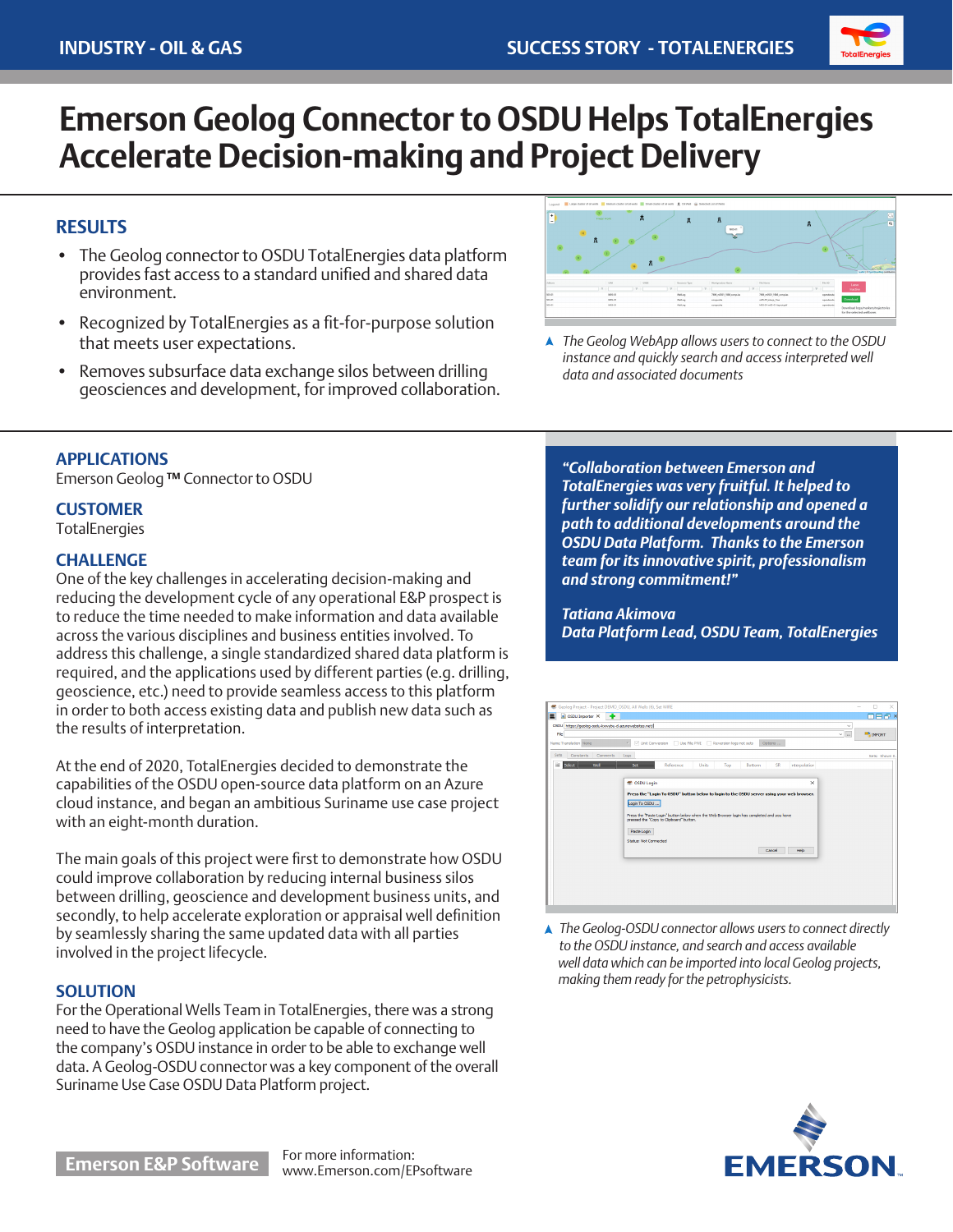INDUSTRY - OIL & GAS

SUCCESS STORY - TOTALENERGIES

# Emerson Geolog Connector to OSDU Helps TotalEnergies Accelerate Decision-making and Project Delivery

## RESULTS

- The Geolog connector to OSDU TotalEnergies data platform provides fast access to a standard unified and shared data environment.
- Recognized by TotalEnergies as a fit-for-purpose solution that meets user expectations.
- Removes subsurface data exchange silos between drilling geosciences and development, for improved collaboration.

*The Geolog WebApp allows users to connect to the OSDU instance and quickly search and access interpreted well data and associated documents*

## APPLICATIONS

Emerson Geolog ™ Connector to OSDU

## CUSTOMER

TotalEnergies

## CHALLENGE

One of the key challenges in accelerating decision-making and reducing the development cycle of any operational E&P prospect is to reduce the time needed to make information and data available across the various disciplines and business entities involved. To address this challenge, a single standardized shared data platform is required, and the applications used by different parties (e.g. drilling, geoscience, etc.) need to provide seamless access to this platform in order to both access existing data and publish new data such as the results of interpretation.

At the end of 2020, TotalEnergies decided to demonstrate the capabilities of the OSDU open-source data platform on an Azure cloud instance, and began an ambitious Suriname use case project with an eight-month duration.

The main goals of this project were first to demonstrate how OSDU could improve collaboration by reducing internal business silos between drilling, geoscience and development business units, and secondly, to help accelerate exploration or appraisal well definition by seamlessly sharing the same updated data with all parties involved in the project lifecycle.

## SOLUTION

For the Operational Wells Team in TotalEnergies, there was a strong need to have the Geolog application be capable of connecting to the company's OSDU instance in order to be able to exchange well data. A Geolog-OSDU connector was a key component of the overall Suriname Use Case OSDU Data Platform project.

> ***"Collaboration between Emerson and TotalEnergies was very fruitful. It helped to further solidify our relationship and opened a path to additional developments around the OSDU Data Platform. Thanks to the Emerson team for its innovative spirit, professionalism and strong commitment!"***
>
> ***Tatiana Akimova***
> ***Data Platform Lead, OSDU Team, TotalEnergies***

*The Geolog-OSDU connector allows users to connect directly to the OSDU instance, and search and access available well data which can be imported into local Geolog projects, making them ready for the petrophysicists.*

**Emerson E&P Software**

For more information:
www.Emerson.com/EPsoftware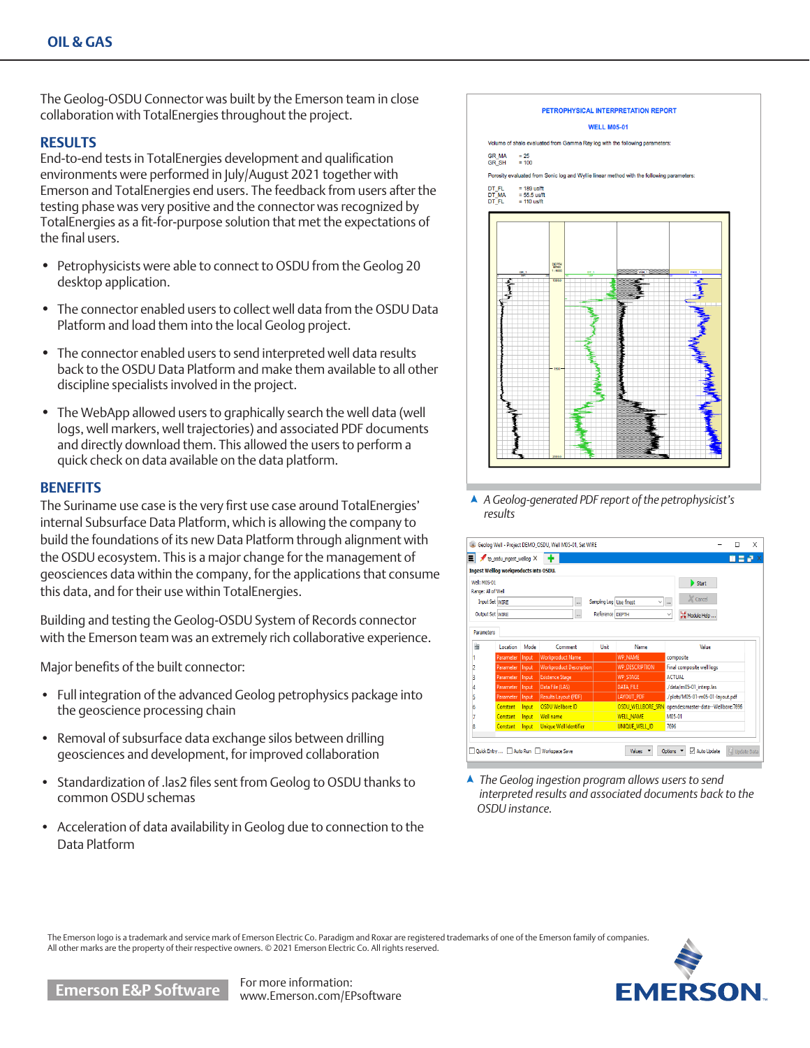The Geolog-OSDU Connector was built by the Emerson team in close collaboration with TotalEnergies throughout the project.

## RESULTS

End-to-end tests in TotalEnergies development and qualification environments were performed in July/August 2021 together with Emerson and TotalEnergies end users. The feedback from users after the testing phase was very positive and the connector was recognized by TotalEnergies as a fit-for-purpose solution that met the expectations of the final users.

- Petrophysicists were able to connect to OSDU from the Geolog 20 desktop application.
- The connector enabled users to collect well data from the OSDU Data Platform and load them into the local Geolog project.
- The connector enabled users to send interpreted well data results back to the OSDU Data Platform and make them available to all other discipline specialists involved in the project.
- The WebApp allowed users to graphically search the well data (well logs, well markers, well trajectories) and associated PDF documents and directly download them. This allowed the users to perform a quick check on data available on the data platform.

## BENEFITS

The Suriname use case is the very first use case around TotalEnergies' internal Subsurface Data Platform, which is allowing the company to build the foundations of its new Data Platform through alignment with the OSDU ecosystem. This is a major change for the management of geosciences data within the company, for the applications that consume this data, and for their use within TotalEnergies.

Building and testing the Geolog-OSDU System of Records connector with the Emerson team was an extremely rich collaborative experience.

Major benefits of the built connector:

- Full integration of the advanced Geolog petrophysics package into the geoscience processing chain
- Removal of subsurface data exchange silos between drilling geosciences and development, for improved collaboration
- Standardization of .las2 files sent from Geolog to OSDU thanks to common OSDU schemas
- Acceleration of data availability in Geolog due to connection to the Data Platform

▲ *A Geolog-generated PDF report of the petrophysicist's results*

▲ *The Geolog ingestion program allows users to send interpreted results and associated documents back to the OSDU instance.*

The Emerson logo is a trademark and service mark of Emerson Electric Co. Paradigm and Roxar are registered trademarks of one of the Emerson family of companies. All other marks are the property of their respective owners. © 2021 Emerson Electric Co. All rights reserved.

Emerson E&P Software

For more information:
www.Emerson.com/EPsoftware

EMERSON